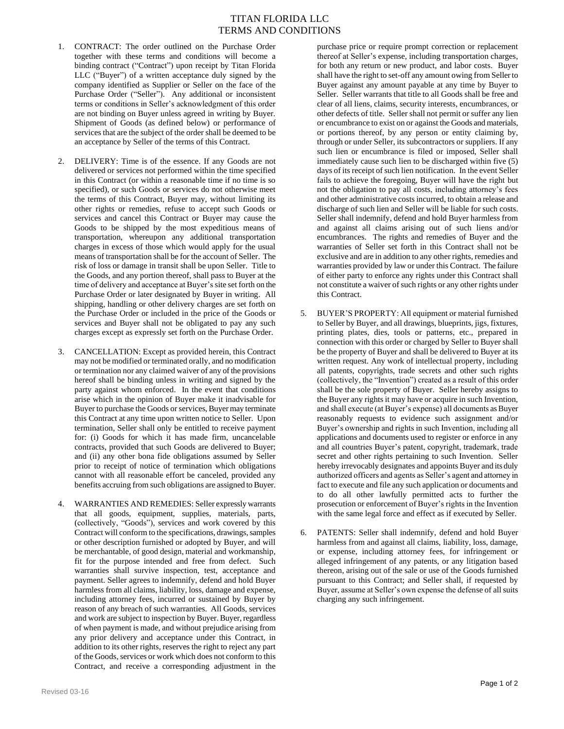# TITAN FLORIDA LLC
# TERMS AND CONDITIONS

1. CONTRACT: The order outlined on the Purchase Order together with these terms and conditions will become a binding contract ("Contract") upon receipt by Titan Florida LLC ("Buyer") of a written acceptance duly signed by the company identified as Supplier or Seller on the face of the Purchase Order ("Seller"). Any additional or inconsistent terms or conditions in Seller's acknowledgment of this order are not binding on Buyer unless agreed in writing by Buyer. Shipment of Goods (as defined below) or performance of services that are the subject of the order shall be deemed to be an acceptance by Seller of the terms of this Contract.

2. DELIVERY: Time is of the essence. If any Goods are not delivered or services not performed within the time specified in this Contract (or within a reasonable time if no time is so specified), or such Goods or services do not otherwise meet the terms of this Contract, Buyer may, without limiting its other rights or remedies, refuse to accept such Goods or services and cancel this Contract or Buyer may cause the Goods to be shipped by the most expeditious means of transportation, whereupon any additional transportation charges in excess of those which would apply for the usual means of transportation shall be for the account of Seller. The risk of loss or damage in transit shall be upon Seller. Title to the Goods, and any portion thereof, shall pass to Buyer at the time of delivery and acceptance at Buyer's site set forth on the Purchase Order or later designated by Buyer in writing. All shipping, handling or other delivery charges are set forth on the Purchase Order or included in the price of the Goods or services and Buyer shall not be obligated to pay any such charges except as expressly set forth on the Purchase Order.

3. CANCELLATION: Except as provided herein, this Contract may not be modified or terminated orally, and no modification or termination nor any claimed waiver of any of the provisions hereof shall be binding unless in writing and signed by the party against whom enforced. In the event that conditions arise which in the opinion of Buyer make it inadvisable for Buyer to purchase the Goods or services, Buyer may terminate this Contract at any time upon written notice to Seller. Upon termination, Seller shall only be entitled to receive payment for: (i) Goods for which it has made firm, uncancelable contracts, provided that such Goods are delivered to Buyer; and (ii) any other bona fide obligations assumed by Seller prior to receipt of notice of termination which obligations cannot with all reasonable effort be canceled, provided any benefits accruing from such obligations are assigned to Buyer.

4. WARRANTIES AND REMEDIES: Seller expressly warrants that all goods, equipment, supplies, materials, parts, (collectively, "Goods"), services and work covered by this Contract will conform to the specifications, drawings, samples or other description furnished or adopted by Buyer, and will be merchantable, of good design, material and workmanship, fit for the purpose intended and free from defect. Such warranties shall survive inspection, test, acceptance and payment. Seller agrees to indemnify, defend and hold Buyer harmless from all claims, liability, loss, damage and expense, including attorney fees, incurred or sustained by Buyer by reason of any breach of such warranties. All Goods, services and work are subject to inspection by Buyer. Buyer, regardless of when payment is made, and without prejudice arising from any prior delivery and acceptance under this Contract, in addition to its other rights, reserves the right to reject any part of the Goods, services or work which does not conform to this Contract, and receive a corresponding adjustment in the purchase price or require prompt correction or replacement thereof at Seller's expense, including transportation charges, for both any return or new product, and labor costs. Buyer shall have the right to set-off any amount owing from Seller to Buyer against any amount payable at any time by Buyer to Seller. Seller warrants that title to all Goods shall be free and clear of all liens, claims, security interests, encumbrances, or other defects of title. Seller shall not permit or suffer any lien or encumbrance to exist on or against the Goods and materials, or portions thereof, by any person or entity claiming by, through or under Seller, its subcontractors or suppliers. If any such lien or encumbrance is filed or imposed, Seller shall immediately cause such lien to be discharged within five (5) days of its receipt of such lien notification. In the event Seller fails to achieve the foregoing, Buyer will have the right but not the obligation to pay all costs, including attorney's fees and other administrative costs incurred, to obtain a release and discharge of such lien and Seller will be liable for such costs. Seller shall indemnify, defend and hold Buyer harmless from and against all claims arising out of such liens and/or encumbrances. The rights and remedies of Buyer and the warranties of Seller set forth in this Contract shall not be exclusive and are in addition to any other rights, remedies and warranties provided by law or under this Contract. The failure of either party to enforce any rights under this Contract shall not constitute a waiver of such rights or any other rights under this Contract.

5. BUYER'S PROPERTY: All equipment or material furnished to Seller by Buyer, and all drawings, blueprints, jigs, fixtures, printing plates, dies, tools or patterns, etc., prepared in connection with this order or charged by Seller to Buyer shall be the property of Buyer and shall be delivered to Buyer at its written request. Any work of intellectual property, including all patents, copyrights, trade secrets and other such rights (collectively, the "Invention") created as a result of this order shall be the sole property of Buyer. Seller hereby assigns to the Buyer any rights it may have or acquire in such Invention, and shall execute (at Buyer's expense) all documents as Buyer reasonably requests to evidence such assignment and/or Buyer's ownership and rights in such Invention, including all applications and documents used to register or enforce in any and all countries Buyer's patent, copyright, trademark, trade secret and other rights pertaining to such Invention. Seller hereby irrevocably designates and appoints Buyer and its duly authorized officers and agents as Seller's agent and attorney in fact to execute and file any such application or documents and to do all other lawfully permitted acts to further the prosecution or enforcement of Buyer's rights in the Invention with the same legal force and effect as if executed by Seller.

6. PATENTS: Seller shall indemnify, defend and hold Buyer harmless from and against all claims, liability, loss, damage, or expense, including attorney fees, for infringement or alleged infringement of any patents, or any litigation based thereon, arising out of the sale or use of the Goods furnished pursuant to this Contract; and Seller shall, if requested by Buyer, assume at Seller's own expense the defense of all suits charging any such infringement.

Revised 03-16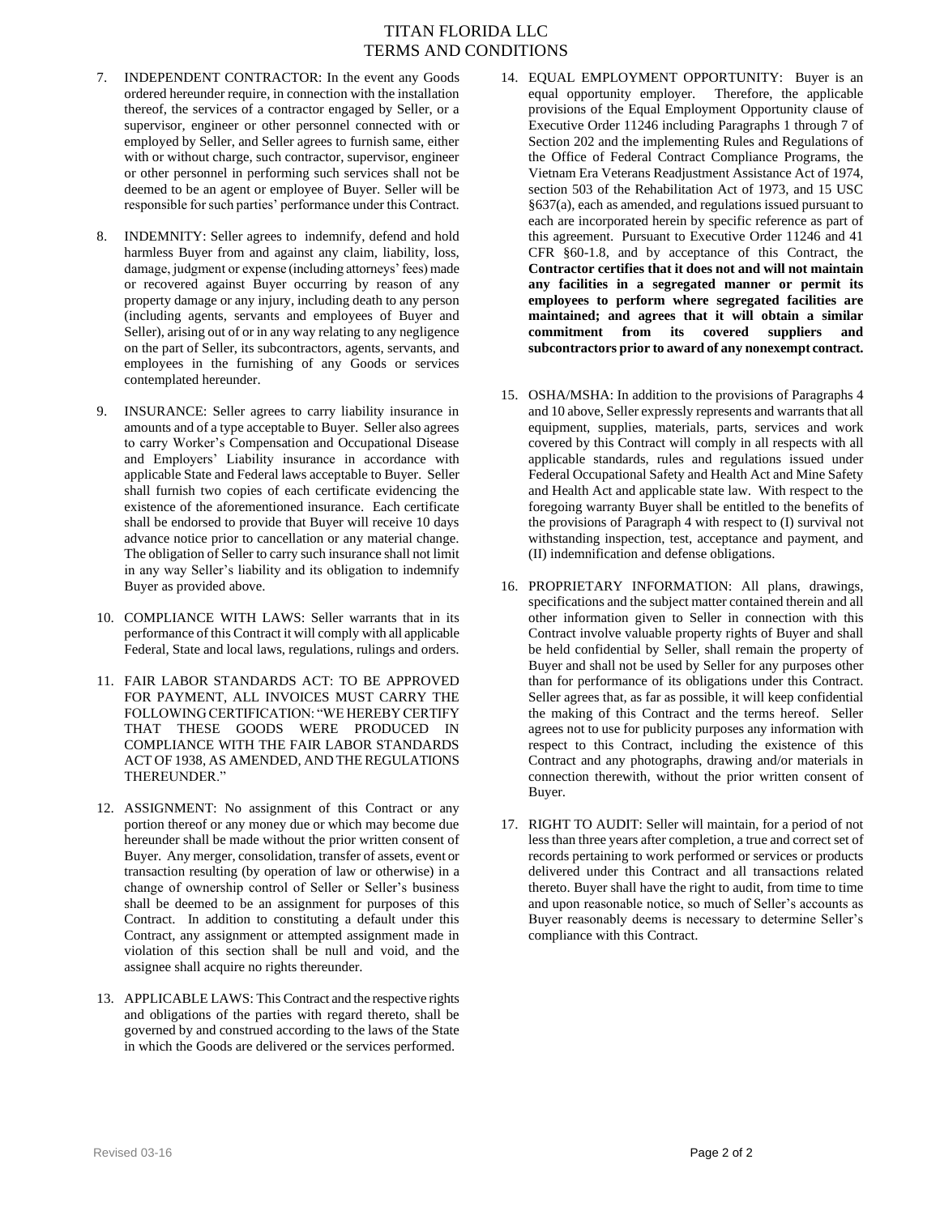# TITAN FLORIDA LLC
## TERMS AND CONDITIONS

7. INDEPENDENT CONTRACTOR: In the event any Goods ordered hereunder require, in connection with the installation thereof, the services of a contractor engaged by Seller, or a supervisor, engineer or other personnel connected with or employed by Seller, and Seller agrees to furnish same, either with or without charge, such contractor, supervisor, engineer or other personnel in performing such services shall not be deemed to be an agent or employee of Buyer. Seller will be responsible for such parties' performance under this Contract.

8. INDEMNITY: Seller agrees to indemnify, defend and hold harmless Buyer from and against any claim, liability, loss, damage, judgment or expense (including attorneys' fees) made or recovered against Buyer occurring by reason of any property damage or any injury, including death to any person (including agents, servants and employees of Buyer and Seller), arising out of or in any way relating to any negligence on the part of Seller, its subcontractors, agents, servants, and employees in the furnishing of any Goods or services contemplated hereunder.

9. INSURANCE: Seller agrees to carry liability insurance in amounts and of a type acceptable to Buyer. Seller also agrees to carry Worker's Compensation and Occupational Disease and Employers' Liability insurance in accordance with applicable State and Federal laws acceptable to Buyer. Seller shall furnish two copies of each certificate evidencing the existence of the aforementioned insurance. Each certificate shall be endorsed to provide that Buyer will receive 10 days advance notice prior to cancellation or any material change. The obligation of Seller to carry such insurance shall not limit in any way Seller's liability and its obligation to indemnify Buyer as provided above.

10. COMPLIANCE WITH LAWS: Seller warrants that in its performance of this Contract it will comply with all applicable Federal, State and local laws, regulations, rulings and orders.

11. FAIR LABOR STANDARDS ACT: TO BE APPROVED FOR PAYMENT, ALL INVOICES MUST CARRY THE FOLLOWING CERTIFICATION: "WE HEREBY CERTIFY THAT THESE GOODS WERE PRODUCED IN COMPLIANCE WITH THE FAIR LABOR STANDARDS ACT OF 1938, AS AMENDED, AND THE REGULATIONS THEREUNDER."

12. ASSIGNMENT: No assignment of this Contract or any portion thereof or any money due or which may become due hereunder shall be made without the prior written consent of Buyer. Any merger, consolidation, transfer of assets, event or transaction resulting (by operation of law or otherwise) in a change of ownership control of Seller or Seller's business shall be deemed to be an assignment for purposes of this Contract. In addition to constituting a default under this Contract, any assignment or attempted assignment made in violation of this section shall be null and void, and the assignee shall acquire no rights thereunder.

13. APPLICABLE LAWS: This Contract and the respective rights and obligations of the parties with regard thereto, shall be governed by and construed according to the laws of the State in which the Goods are delivered or the services performed.

14. EQUAL EMPLOYMENT OPPORTUNITY: Buyer is an equal opportunity employer. Therefore, the applicable provisions of the Equal Employment Opportunity clause of Executive Order 11246 including Paragraphs 1 through 7 of Section 202 and the implementing Rules and Regulations of the Office of Federal Contract Compliance Programs, the Vietnam Era Veterans Readjustment Assistance Act of 1974, section 503 of the Rehabilitation Act of 1973, and 15 USC §637(a), each as amended, and regulations issued pursuant to each are incorporated herein by specific reference as part of this agreement. Pursuant to Executive Order 11246 and 41 CFR §60-1.8, and by acceptance of this Contract, the **Contractor certifies that it does not and will not maintain any facilities in a segregated manner or permit its employees to perform where segregated facilities are maintained; and agrees that it will obtain a similar commitment from its covered suppliers and subcontractors prior to award of any nonexempt contract.**

15. OSHA/MSHA: In addition to the provisions of Paragraphs 4 and 10 above, Seller expressly represents and warrants that all equipment, supplies, materials, parts, services and work covered by this Contract will comply in all respects with all applicable standards, rules and regulations issued under Federal Occupational Safety and Health Act and Mine Safety and Health Act and applicable state law. With respect to the foregoing warranty Buyer shall be entitled to the benefits of the provisions of Paragraph 4 with respect to (I) survival not withstanding inspection, test, acceptance and payment, and (II) indemnification and defense obligations.

16. PROPRIETARY INFORMATION: All plans, drawings, specifications and the subject matter contained therein and all other information given to Seller in connection with this Contract involve valuable property rights of Buyer and shall be held confidential by Seller, shall remain the property of Buyer and shall not be used by Seller for any purposes other than for performance of its obligations under this Contract. Seller agrees that, as far as possible, it will keep confidential the making of this Contract and the terms hereof. Seller agrees not to use for publicity purposes any information with respect to this Contract, including the existence of this Contract and any photographs, drawing and/or materials in connection therewith, without the prior written consent of Buyer.

17. RIGHT TO AUDIT: Seller will maintain, for a period of not less than three years after completion, a true and correct set of records pertaining to work performed or services or products delivered under this Contract and all transactions related thereto. Buyer shall have the right to audit, from time to time and upon reasonable notice, so much of Seller's accounts as Buyer reasonably deems is necessary to determine Seller's compliance with this Contract.

Revised 03-16